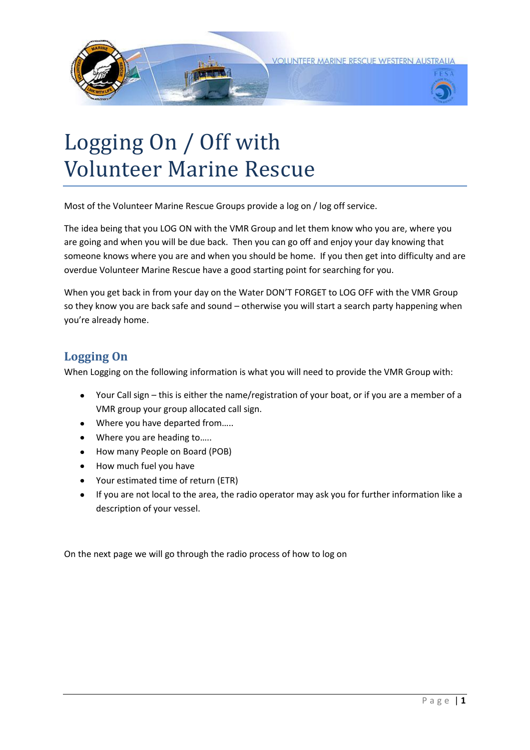# Logging On / Off with Volunteer Marine Rescue

Most of the Volunteer Marine Rescue Groups provide a log on / log off service.

The idea being that you LOG ON with the VMR Group and let them know who you are, where you are going and when you will be due back. Then you can go off and enjoy your day knowing that someone knows where you are and when you should be home. If you then get into difficulty and are overdue Volunteer Marine Rescue have a good starting point for searching for you.

When you get back in from your day on the Water DON'T FORGET to LOG OFF with the VMR Group so they know you are back safe and sound – otherwise you will start a search party happening when you're already home.

## Logging On

When Logging on the following information is what you will need to provide the VMR Group with:

- Your Call sign – this is either the name/registration of your boat, or if you are a member of a VMR group your group allocated call sign.
- Where you have departed from…..
- Where you are heading to…..
- How many People on Board (POB)
- How much fuel you have
- Your estimated time of return (ETR)
- If you are not local to the area, the radio operator may ask you for further information like a description of your vessel.

On the next page we will go through the radio process of how to log on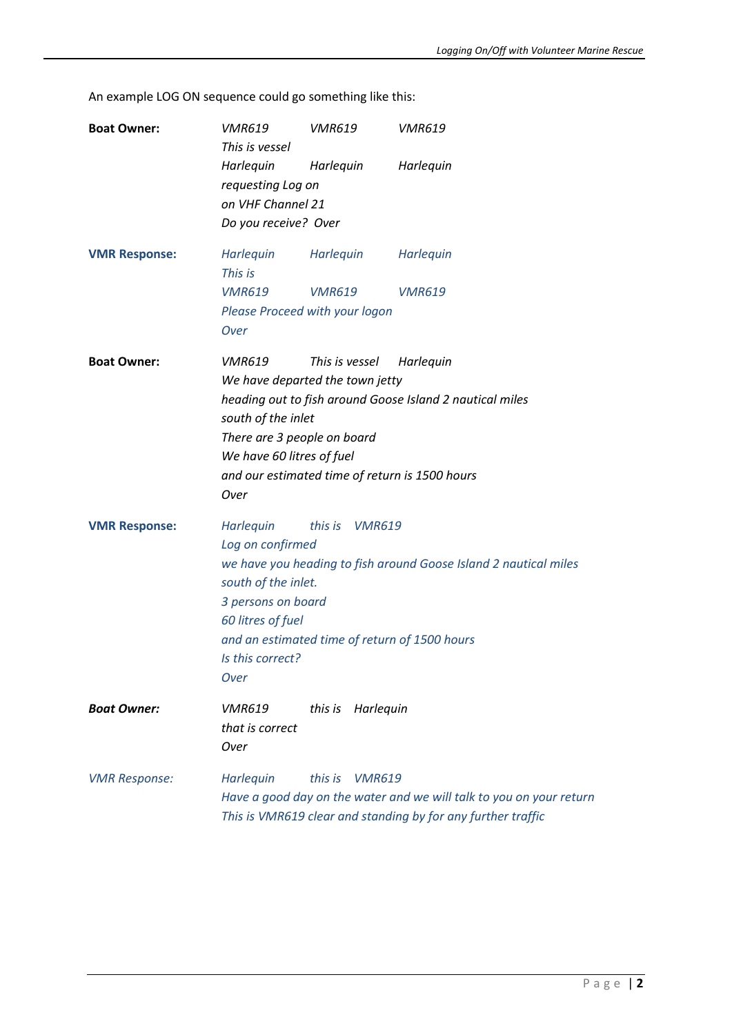An example LOG ON sequence could go something like this:

**Boat Owner:**

*VMR619 VMR619 VMR619*
*This is vessel*
*Harlequin Harlequin Harlequin*
*requesting Log on*
*on VHF Channel 21*
*Do you receive? Over*

**VMR Response:**

*Harlequin Harlequin Harlequin*
*This is*
*VMR619 VMR619 VMR619*
*Please Proceed with your logon*
*Over*

**Boat Owner:**

*VMR619 This is vessel Harlequin*
*We have departed the town jetty*
*heading out to fish around Goose Island 2 nautical miles south of the inlet*
*There are 3 people on board*
*We have 60 litres of fuel*
*and our estimated time of return is 1500 hours*
*Over*

**VMR Response:**

*Harlequin this is VMR619*
*Log on confirmed*
*we have you heading to fish around Goose Island 2 nautical miles south of the inlet.*
*3 persons on board*
*60 litres of fuel*
*and an estimated time of return of 1500 hours*
*Is this correct?*
*Over*

***Boat Owner:***

*VMR619 this is Harlequin*
*that is correct*
*Over*

*VMR Response:*

*Harlequin this is VMR619*
*Have a good day on the water and we will talk to you on your return*
*This is VMR619 clear and standing by for any further traffic*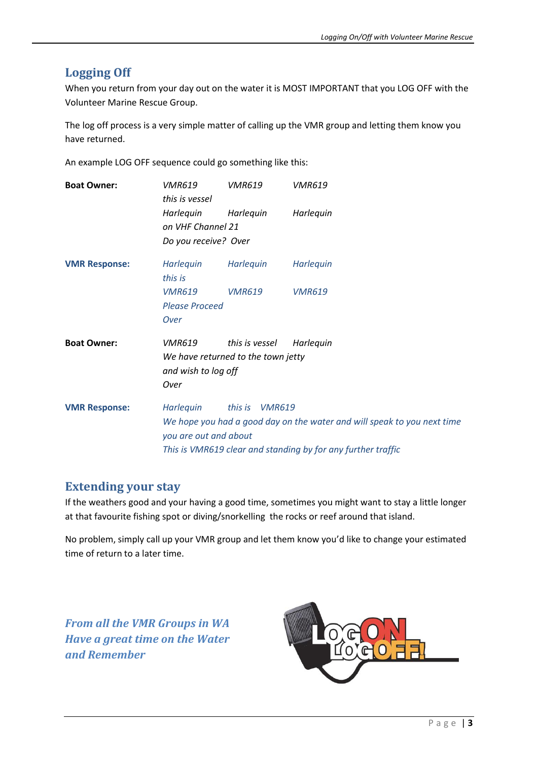## Logging Off

When you return from your day out on the water it is MOST IMPORTANT that you LOG OFF with the Volunteer Marine Rescue Group.

The log off process is a very simple matter of calling up the VMR group and letting them know you have returned.

An example LOG OFF sequence could go something like this:

**Boat Owner:**

*VMR619 VMR619 VMR619*
*this is vessel*
*Harlequin Harlequin Harlequin*
*on VHF Channel 21*
*Do you receive? Over*

**VMR Response:**

*Harlequin Harlequin Harlequin*
*this is*
*VMR619 VMR619 VMR619*
*Please Proceed*
*Over*

**Boat Owner:**

*VMR619 this is vessel Harlequin*
*We have returned to the town jetty*
*and wish to log off*
*Over*

**VMR Response:**

*Harlequin this is VMR619*
*We hope you had a good day on the water and will speak to you next time you are out and about*
*This is VMR619 clear and standing by for any further traffic*

## Extending your stay

If the weathers good and your having a good time, sometimes you might want to stay a little longer at that favourite fishing spot or diving/snorkelling the rocks or reef around that island.

No problem, simply call up your VMR group and let them know you'd like to change your estimated time of return to a later time.

***From all the VMR Groups in WA***
***Have a great time on the Water***
***and Remember***

LOG ON LOG OFF!